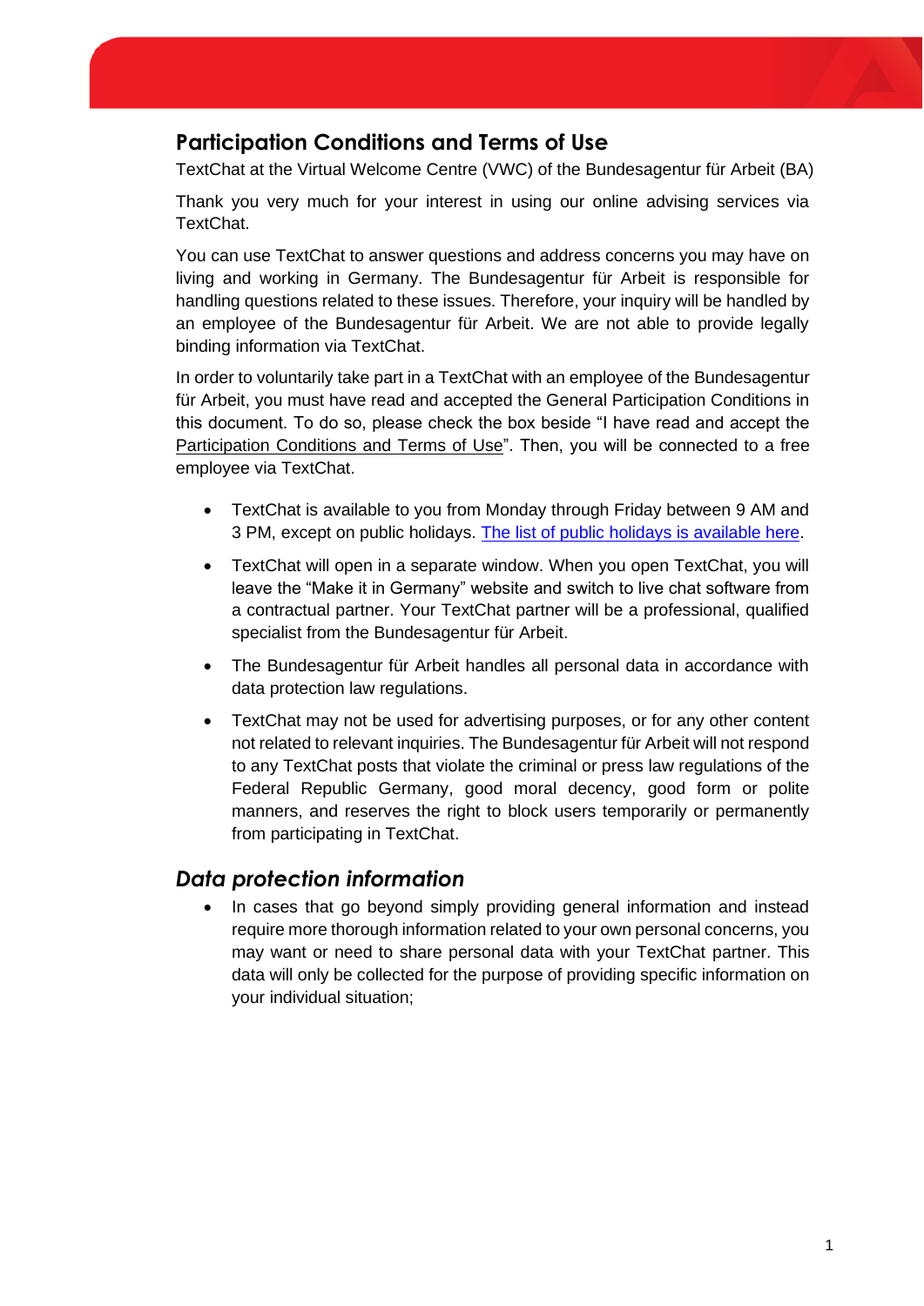## Participation Conditions and Terms of Use

TextChat at the Virtual Welcome Centre (VWC) of the Bundesagentur für Arbeit (BA)

Thank you very much for your interest in using our online advising services via TextChat.

You can use TextChat to answer questions and address concerns you may have on living and working in Germany. The Bundesagentur für Arbeit is responsible for handling questions related to these issues. Therefore, your inquiry will be handled by an employee of the Bundesagentur für Arbeit. We are not able to provide legally binding information via TextChat.

In order to voluntarily take part in a TextChat with an employee of the Bundesagentur für Arbeit, you must have read and accepted the General Participation Conditions in this document. To do so, please check the box beside "I have read and accept the Participation Conditions and Terms of Use". Then, you will be connected to a free employee via TextChat.

- TextChat is available to you from Monday through Friday between 9 AM and 3 PM, except on public holidays. The list of public holidays is available here.
- TextChat will open in a separate window. When you open TextChat, you will leave the "Make it in Germany" website and switch to live chat software from a contractual partner. Your TextChat partner will be a professional, qualified specialist from the Bundesagentur für Arbeit.
- The Bundesagentur für Arbeit handles all personal data in accordance with data protection law regulations.
- TextChat may not be used for advertising purposes, or for any other content not related to relevant inquiries. The Bundesagentur für Arbeit will not respond to any TextChat posts that violate the criminal or press law regulations of the Federal Republic Germany, good moral decency, good form or polite manners, and reserves the right to block users temporarily or permanently from participating in TextChat.

## *Data protection information*

- In cases that go beyond simply providing general information and instead require more thorough information related to your own personal concerns, you may want or need to share personal data with your TextChat partner. This data will only be collected for the purpose of providing specific information on your individual situation;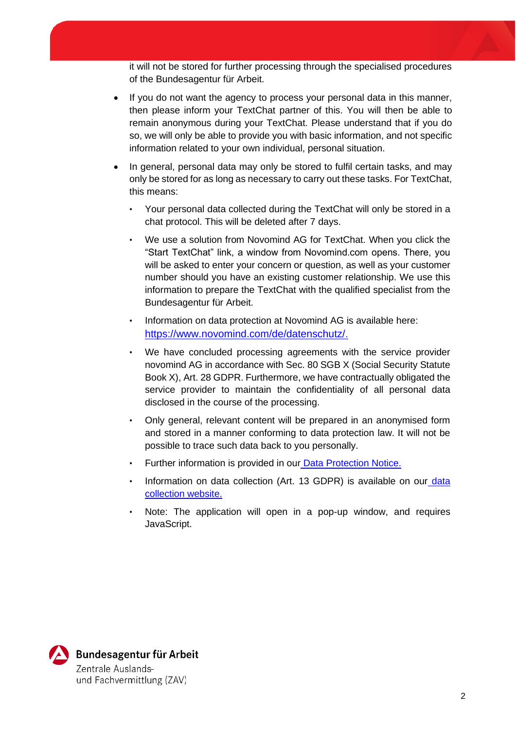it will not be stored for further processing through the specialised procedures of the Bundesagentur für Arbeit.

- If you do not want the agency to process your personal data in this manner, then please inform your TextChat partner of this. You will then be able to remain anonymous during your TextChat. Please understand that if you do so, we will only be able to provide you with basic information, and not specific information related to your own individual, personal situation.
- In general, personal data may only be stored to fulfil certain tasks, and may only be stored for as long as necessary to carry out these tasks. For TextChat, this means:
  - Your personal data collected during the TextChat will only be stored in a chat protocol. This will be deleted after 7 days.
  - We use a solution from Novomind AG for TextChat. When you click the "Start TextChat" link, a window from Novomind.com opens. There, you will be asked to enter your concern or question, as well as your customer number should you have an existing customer relationship. We use this information to prepare the TextChat with the qualified specialist from the Bundesagentur für Arbeit.
  - Information on data protection at Novomind AG is available here: https://www.novomind.com/de/datenschutz/.
  - We have concluded processing agreements with the service provider novomind AG in accordance with Sec. 80 SGB X (Social Security Statute Book X), Art. 28 GDPR. Furthermore, we have contractually obligated the service provider to maintain the confidentiality of all personal data disclosed in the course of the processing.
  - Only general, relevant content will be prepared in an anonymised form and stored in a manner conforming to data protection law. It will not be possible to trace such data back to you personally.
  - Further information is provided in our Data Protection Notice.
  - Information on data collection (Art. 13 GDPR) is available on our data collection website.
  - Note: The application will open in a pop-up window, and requires JavaScript.

**Bundesagentur für Arbeit**
Zentrale Auslands- und Fachvermittlung (ZAV)